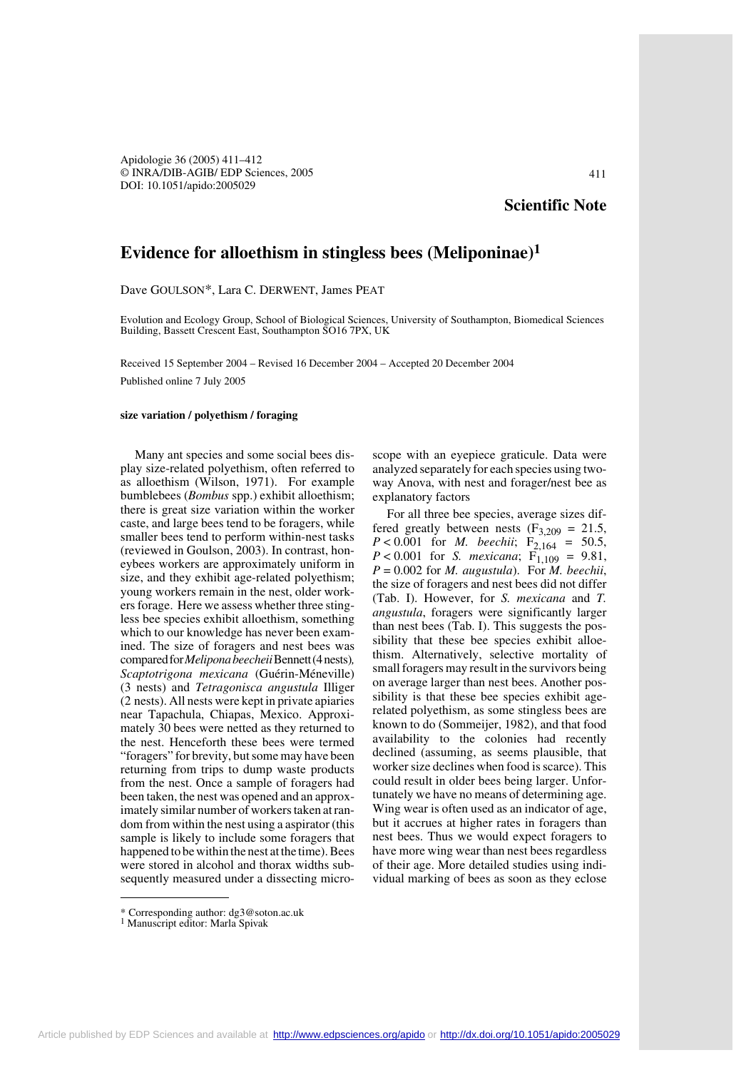## Scientific Note

# Evidence for alloethism in stingless bees (Meliponinae)[1]

Dave GOULSON*, Lara C. DERWENT, James PEAT

Evolution and Ecology Group, School of Biological Sciences, University of Southampton, Biomedical Sciences Building, Bassett Crescent East, Southampton SO16 7PX, UK

Received 15 September 2004 – Revised 16 December 2004 – Accepted 20 December 2004

Published online 7 July 2005

**size variation / polyethism / foraging**

Many ant species and some social bees display size-related polyethism, often referred to as alloethism (Wilson, 1971). For example bumblebees (*Bombus* spp.) exhibit alloethism; there is great size variation within the worker caste, and large bees tend to be foragers, while smaller bees tend to perform within-nest tasks (reviewed in Goulson, 2003). In contrast, honeybees workers are approximately uniform in size, and they exhibit age-related polyethism; young workers remain in the nest, older workers forage. Here we assess whether three stingless bee species exhibit alloethism, something which to our knowledge has never been examined. The size of foragers and nest bees was compared for *Melipona beecheii* Bennett (4 nests), *Scaptotrigona mexicana* (Guérin-Méneville) (3 nests) and *Tetragonisca angustula* Illiger (2 nests). All nests were kept in private apiaries near Tapachula, Chiapas, Mexico. Approximately 30 bees were netted as they returned to the nest. Henceforth these bees were termed "foragers" for brevity, but some may have been returning from trips to dump waste products from the nest. Once a sample of foragers had been taken, the nest was opened and an approximately similar number of workers taken at random from within the nest using a aspirator (this sample is likely to include some foragers that happened to be within the nest at the time). Bees were stored in alcohol and thorax widths subsequently measured under a dissecting microscope with an eyepiece graticule. Data were analyzed separately for each species using two-way Anova, with nest and forager/nest bee as explanatory factors

For all three bee species, average sizes differed greatly between nests ($F_{3,209}$ = 21.5, $P < 0.001$ for *M. beechii*; $F_{2,164}$ = 50.5, $P < 0.001$ for *S. mexicana*; $F_{1,109}$ = 9.81, $P = 0.002$ for *M. augustula*). For *M. beechii*, the size of foragers and nest bees did not differ (Tab. I). However, for *S. mexicana* and *T. angustula*, foragers were significantly larger than nest bees (Tab. I). This suggests the possibility that these bee species exhibit alloethism. Alternatively, selective mortality of small foragers may result in the survivors being on average larger than nest bees. Another possibility is that these bee species exhibit age-related polyethism, as some stingless bees are known to do (Sommeijer, 1982), and that food availability to the colonies had recently declined (assuming, as seems plausible, that worker size declines when food is scarce). This could result in older bees being larger. Unfortunately we have no means of determining age. Wing wear is often used as an indicator of age, but it accrues at higher rates in foragers than nest bees. Thus we would expect foragers to have more wing wear than nest bees regardless of their age. More detailed studies using individual marking of bees as soon as they eclose

\* Corresponding author: dg3@soton.ac.uk

[1] Manuscript editor: Marla Spivak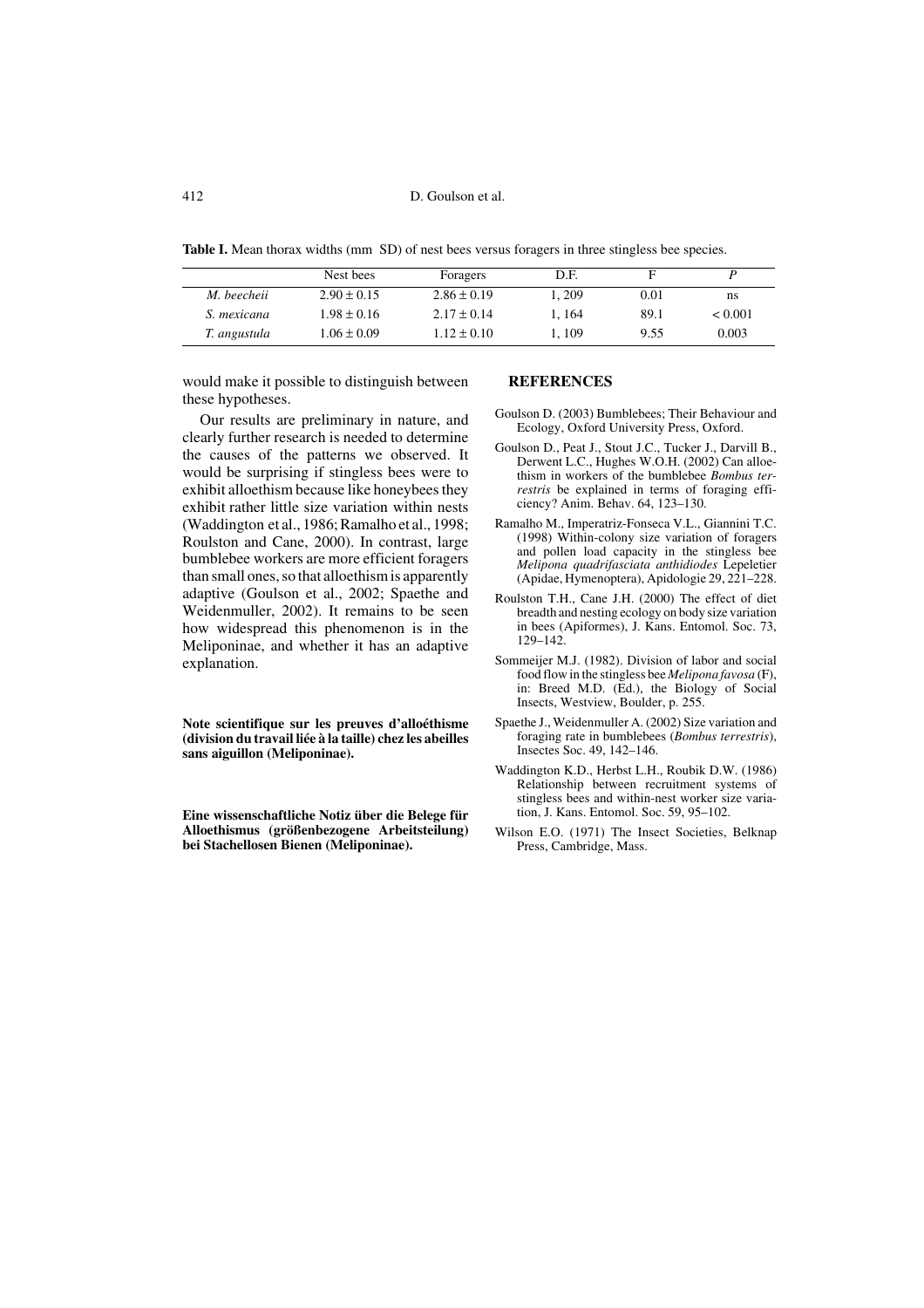**Table I.** Mean thorax widths (mm SD) of nest bees versus foragers in three stingless bee species.

| | Nest bees | Foragers | D.F. | F | *P* |
|---|---|---|---|---|---|
| *M. beecheii* | 2.90 ± 0.15 | 2.86 ± 0.19 | 1, 209 | 0.01 | ns |
| *S. mexicana* | 1.98 ± 0.16 | 2.17 ± 0.14 | 1, 164 | 89.1 | < 0.001 |
| *T. angustula* | 1.06 ± 0.09 | 1.12 ± 0.10 | 1, 109 | 9.55 | 0.003 |

would make it possible to distinguish between these hypotheses.

Our results are preliminary in nature, and clearly further research is needed to determine the causes of the patterns we observed. It would be surprising if stingless bees were to exhibit alloethism because like honeybees they exhibit rather little size variation within nests (Waddington et al., 1986; Ramalho et al., 1998; Roulston and Cane, 2000). In contrast, large bumblebee workers are more efficient foragers than small ones, so that alloethism is apparently adaptive (Goulson et al., 2002; Spaethe and Weidenmuller, 2002). It remains to be seen how widespread this phenomenon is in the Meliponinae, and whether it has an adaptive explanation.

**Note scientifique sur les preuves d'alloéthisme (division du travail liée à la taille) chez les abeilles sans aiguillon (Meliponinae).**

**Eine wissenschaftliche Notiz über die Belege für Alloethismus (größenbezogene Arbeitsteilung) bei Stachellosen Bienen (Meliponinae).**

## REFERENCES

Goulson D. (2003) Bumblebees; Their Behaviour and Ecology, Oxford University Press, Oxford.

Goulson D., Peat J., Stout J.C., Tucker J., Darvill B., Derwent L.C., Hughes W.O.H. (2002) Can alloethism in workers of the bumblebee *Bombus terrestris* be explained in terms of foraging efficiency? Anim. Behav. 64, 123–130.

Ramalho M., Imperatriz-Fonseca V.L., Giannini T.C. (1998) Within-colony size variation of foragers and pollen load capacity in the stingless bee *Melipona quadrifasciata anthidiodes* Lepeletier (Apidae, Hymenoptera), Apidologie 29, 221–228.

Roulston T.H., Cane J.H. (2000) The effect of diet breadth and nesting ecology on body size variation in bees (Apiformes), J. Kans. Entomol. Soc. 73, 129–142.

Sommeijer M.J. (1982). Division of labor and social food flow in the stingless bee *Melipona favosa* (F), in: Breed M.D. (Ed.), the Biology of Social Insects, Westview, Boulder, p. 255.

Spaethe J., Weidenmuller A. (2002) Size variation and foraging rate in bumblebees (*Bombus terrestris*), Insectes Soc. 49, 142–146.

Waddington K.D., Herbst L.H., Roubik D.W. (1986) Relationship between recruitment systems of stingless bees and within-nest worker size variation, J. Kans. Entomol. Soc. 59, 95–102.

Wilson E.O. (1971) The Insect Societies, Belknap Press, Cambridge, Mass.